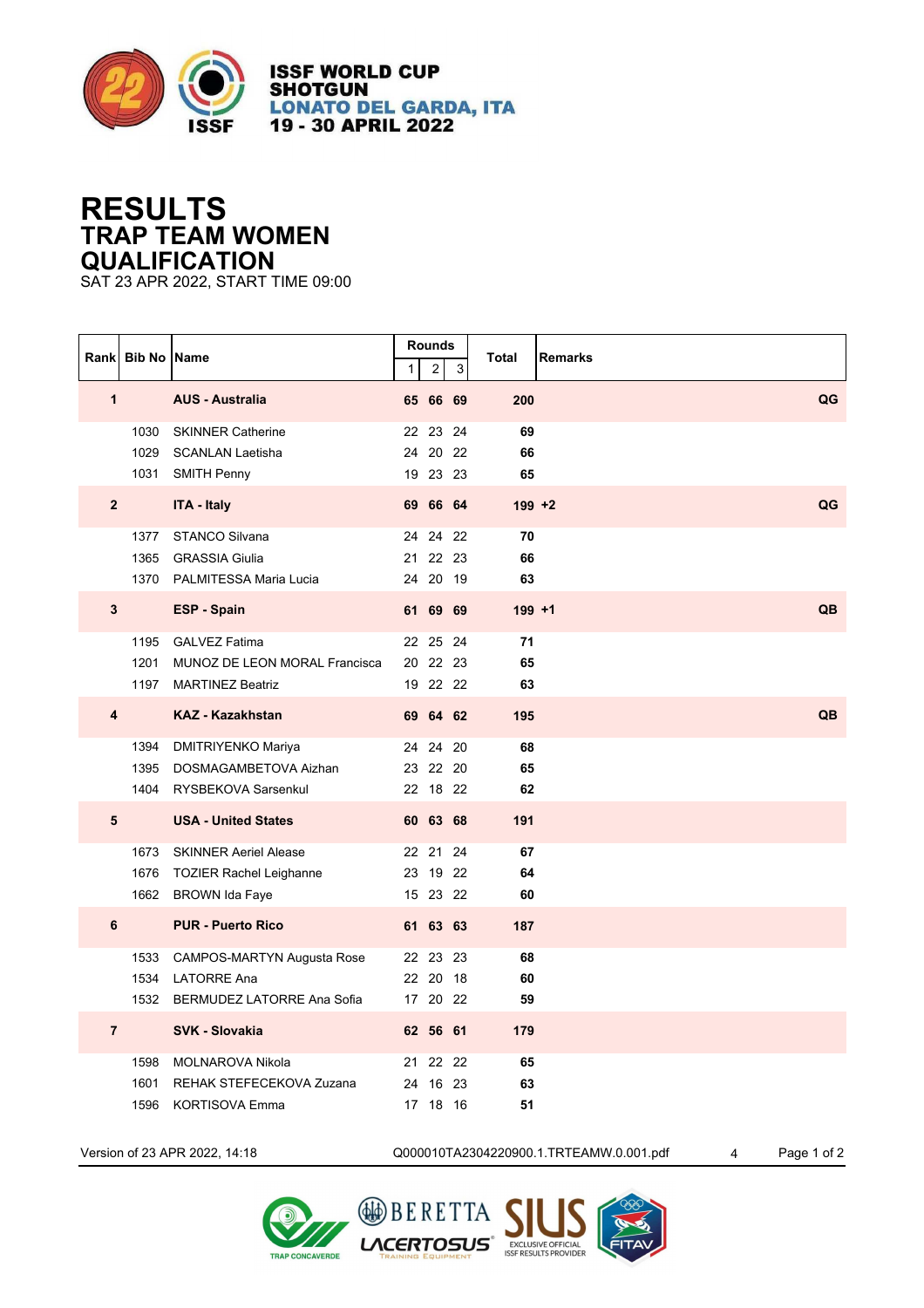ISSF WORLD CUP
SHOTGUN
LONATO DEL GARDA, ITA
19 - 30 APRIL 2022

# RESULTS
## TRAP TEAM WOMEN
## QUALIFICATION

SAT 23 APR 2022, START TIME 09:00

| Rank | Bib No | Name | Rounds 1 | 2 | 3 | Total | Remarks |
|---|---|---|---|---|---|---|---|
| **1** | | **AUS - Australia** | **65** | **66** | **69** | **200** | **QG** |
| | 1030 | SKINNER Catherine | 22 | 23 | 24 | **69** | |
| | 1029 | SCANLAN Laetisha | 24 | 20 | 22 | **66** | |
| | 1031 | SMITH Penny | 19 | 23 | 23 | **65** | |
| **2** | | **ITA - Italy** | **69** | **66** | **64** | **199 +2** | **QG** |
| | 1377 | STANCO Silvana | 24 | 24 | 22 | **70** | |
| | 1365 | GRASSIA Giulia | 21 | 22 | 23 | **66** | |
| | 1370 | PALMITESSA Maria Lucia | 24 | 20 | 19 | **63** | |
| **3** | | **ESP - Spain** | **61** | **69** | **69** | **199 +1** | **QB** |
| | 1195 | GALVEZ Fatima | 22 | 25 | 24 | **71** | |
| | 1201 | MUNOZ DE LEON MORAL Francisca | 20 | 22 | 23 | **65** | |
| | 1197 | MARTINEZ Beatriz | 19 | 22 | 22 | **63** | |
| **4** | | **KAZ - Kazakhstan** | **69** | **64** | **62** | **195** | **QB** |
| | 1394 | DMITRIYENKO Mariya | 24 | 24 | 20 | **68** | |
| | 1395 | DOSMAGAMBETOVA Aizhan | 23 | 22 | 20 | **65** | |
| | 1404 | RYSBEKOVA Sarsenkul | 22 | 18 | 22 | **62** | |
| **5** | | **USA - United States** | **60** | **63** | **68** | **191** | |
| | 1673 | SKINNER Aeriel Alease | 22 | 21 | 24 | **67** | |
| | 1676 | TOZIER Rachel Leighanne | 23 | 19 | 22 | **64** | |
| | 1662 | BROWN Ida Faye | 15 | 23 | 22 | **60** | |
| **6** | | **PUR - Puerto Rico** | **61** | **63** | **63** | **187** | |
| | 1533 | CAMPOS-MARTYN Augusta Rose | 22 | 23 | 23 | **68** | |
| | 1534 | LATORRE Ana | 22 | 20 | 18 | **60** | |
| | 1532 | BERMUDEZ LATORRE Ana Sofia | 17 | 20 | 22 | **59** | |
| **7** | | **SVK - Slovakia** | **62** | **56** | **61** | **179** | |
| | 1598 | MOLNAROVA Nikola | 21 | 22 | 22 | **65** | |
| | 1601 | REHAK STEFECEKOVA Zuzana | 24 | 16 | 23 | **63** | |
| | 1596 | KORTISOVA Emma | 17 | 18 | 16 | **51** | |

Version of 23 APR 2022, 14:18 Q000010TA2304220900.1.TRTEAMW.0.001.pdf 4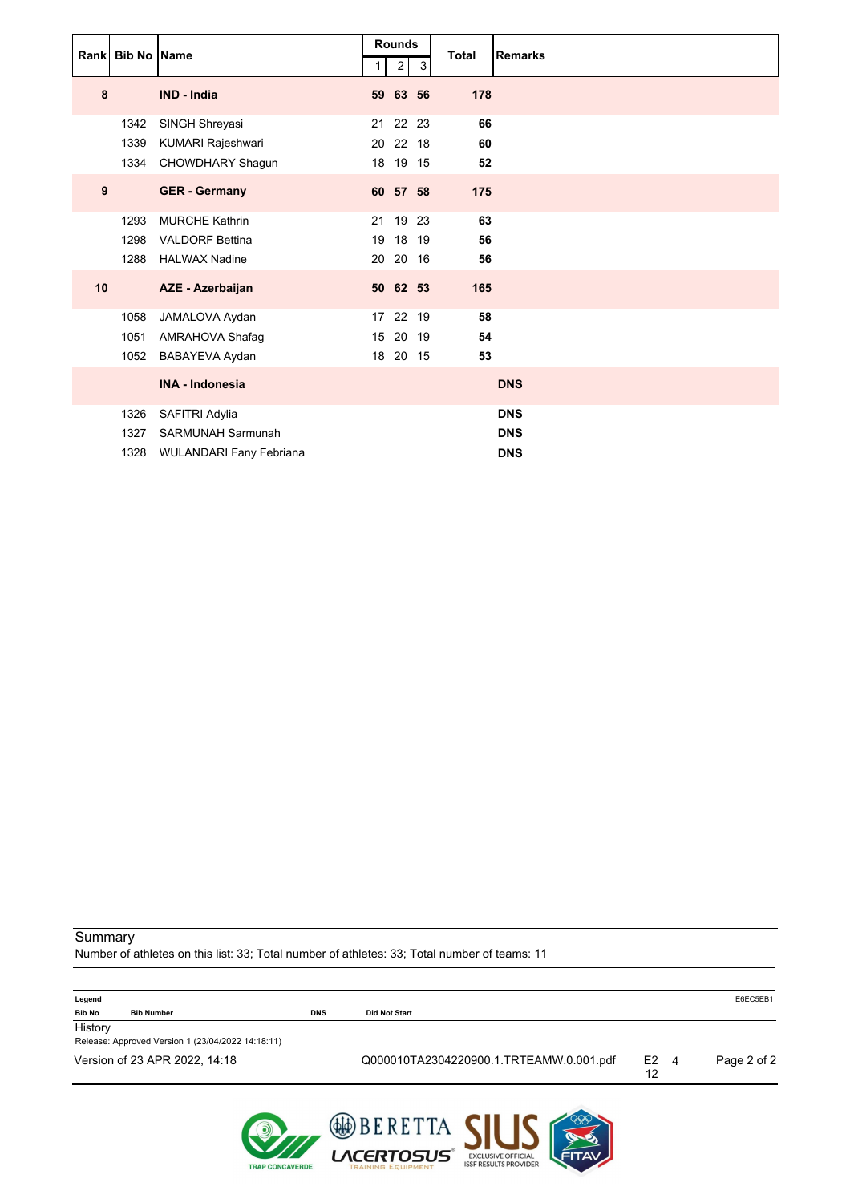| Rank | Bib No | Name | Rounds | | | Total | Remarks |
|---|---|---|---|---|---|---|---|
| | | | 1 | 2 | 3 | | |
| **8** | | **IND - India** | **59** | **63** | **56** | **178** | |
| | 1342 | SINGH Shreyasi | 21 | 22 | 23 | **66** | |
| | 1339 | KUMARI Rajeshwari | 20 | 22 | 18 | **60** | |
| | 1334 | CHOWDHARY Shagun | 18 | 19 | 15 | **52** | |
| **9** | | **GER - Germany** | **60** | **57** | **58** | **175** | |
| | 1293 | MURCHE Kathrin | 21 | 19 | 23 | **63** | |
| | 1298 | VALDORF Bettina | 19 | 18 | 19 | **56** | |
| | 1288 | HALWAX Nadine | 20 | 20 | 16 | **56** | |
| **10** | | **AZE - Azerbaijan** | **50** | **62** | **53** | **165** | |
| | 1058 | JAMALOVA Aydan | 17 | 22 | 19 | **58** | |
| | 1051 | AMRAHOVA Shafag | 15 | 20 | 19 | **54** | |
| | 1052 | BABAYEVA Aydan | 18 | 20 | 15 | **53** | |
| | | **INA - Indonesia** | | | | | **DNS** |
| | 1326 | SAFITRI Adylia | | | | | **DNS** |
| | 1327 | SARMUNAH Sarmunah | | | | | **DNS** |
| | 1328 | WULANDARI Fany Febriana | | | | | **DNS** |

Summary

Number of athletes on this list: 33; Total number of athletes: 33; Total number of teams: 11

**Legend** E6EC5EB1

| | | | |
|---|---|---|---|
| **Bib No** | **Bib Number** | **DNS** | **Did Not Start** |

History

Release: Approved Version 1 (23/04/2022 14:18:11)

Version of 23 APR 2022, 14:18 Q000010TA2304220900.1.TRTEAMW.0.001.pdf E2 12 4

TRAP CONCAVERDE BERETTA LACERTOSUS TRAINING EQUIPMENT SIUS EXCLUSIVE OFFICIAL ISSF RESULTS PROVIDER FITAV